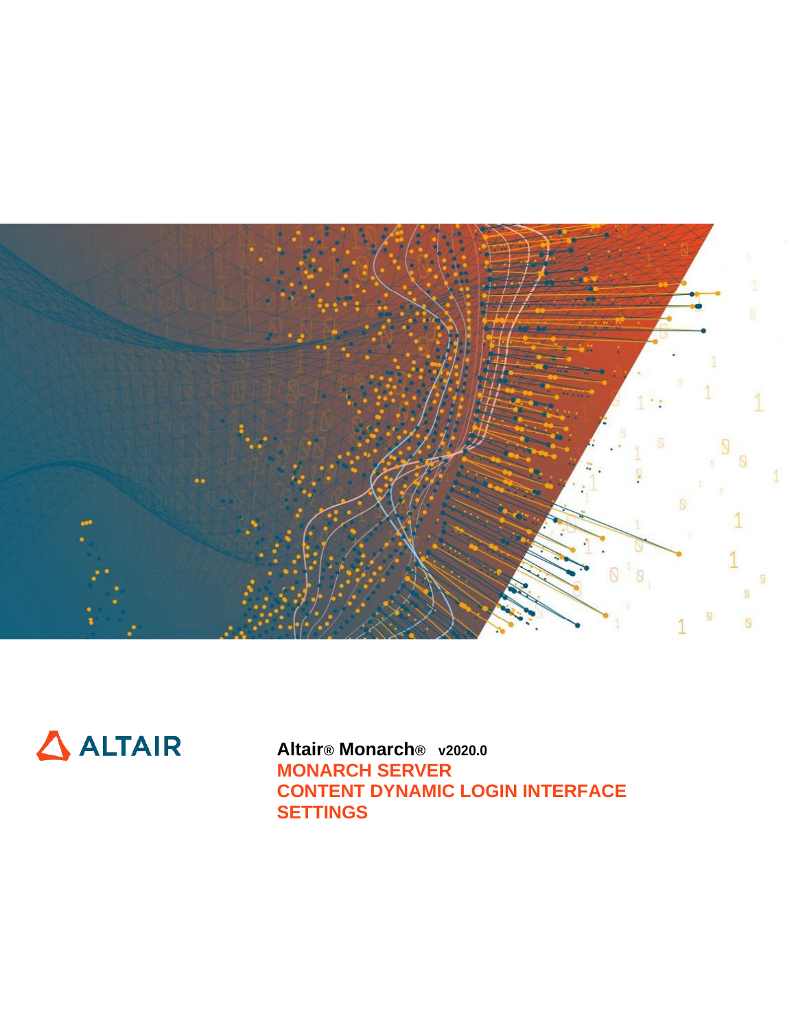ALTAIR

**Altair® Monarch® v2020.0**

# MONARCH SERVER
# CONTENT DYNAMIC LOGIN INTERFACE SETTINGS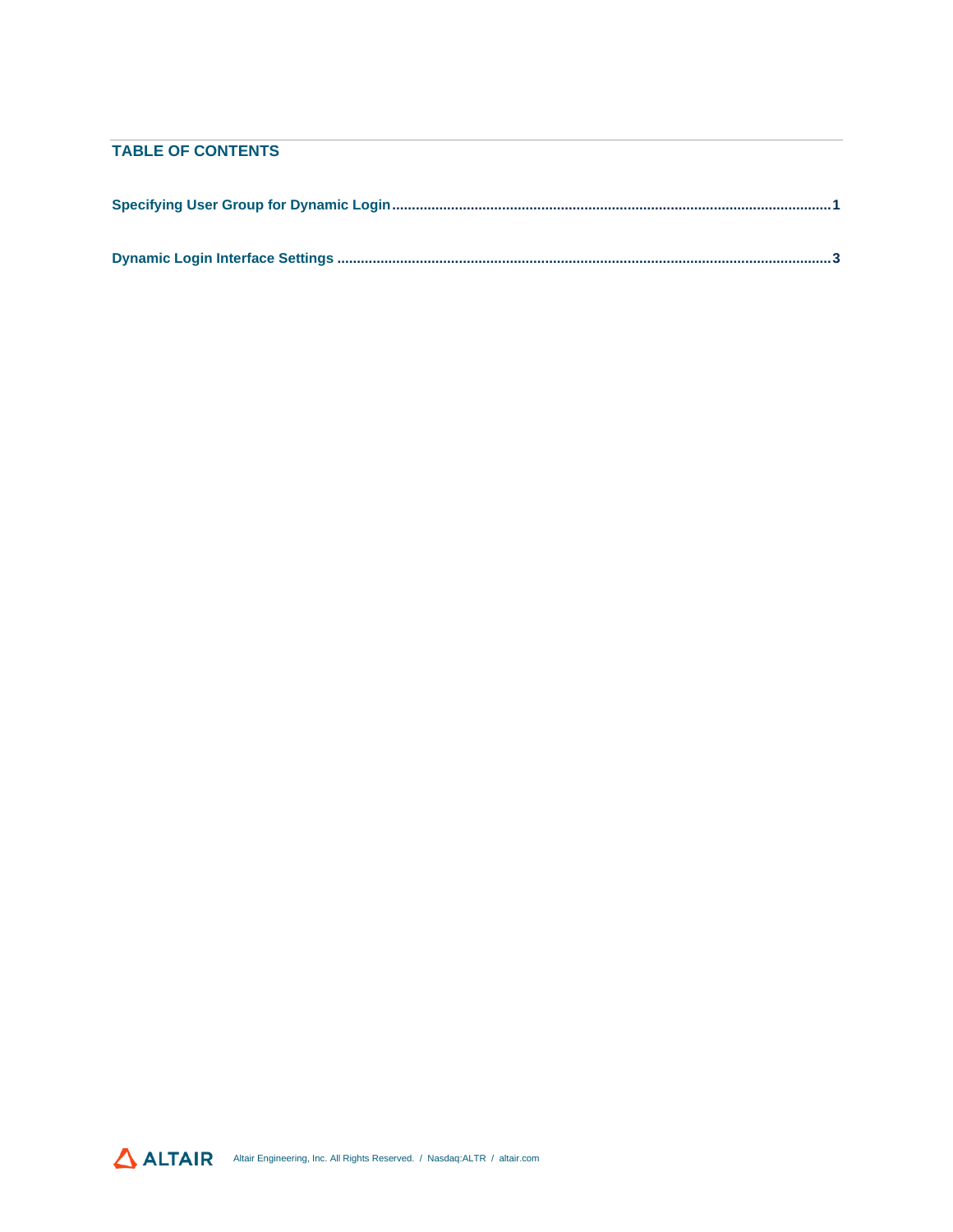## TABLE OF CONTENTS

**Specifying User Group for Dynamic Login ........................................................................................ 1**

**Dynamic Login Interface Settings ........................................................................................ 3**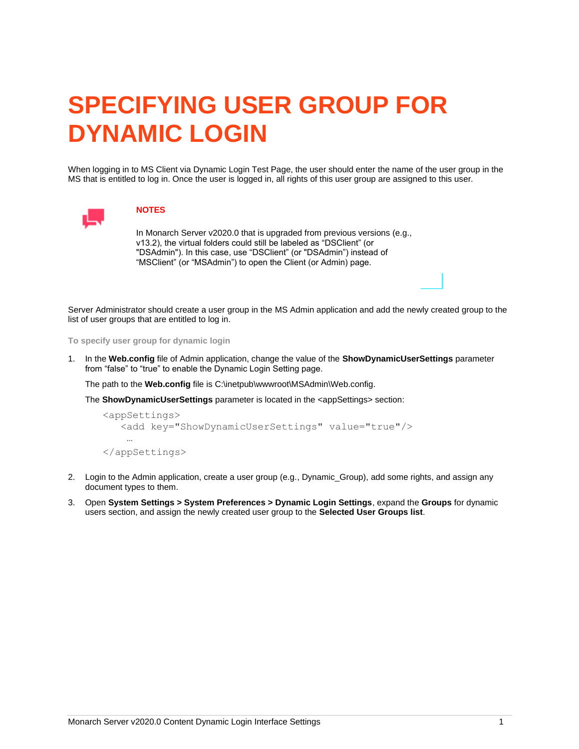# SPECIFYING USER GROUP FOR DYNAMIC LOGIN

When logging in to MS Client via Dynamic Login Test Page, the user should enter the name of the user group in the MS that is entitled to log in. Once the user is logged in, all rights of this user group are assigned to this user.

**NOTES**

In Monarch Server v2020.0 that is upgraded from previous versions (e.g., v13.2), the virtual folders could still be labeled as “DSClient” (or "DSAdmin"). In this case, use “DSClient” (or "DSAdmin”) instead of “MSClient” (or “MSAdmin”) to open the Client (or Admin) page.

Server Administrator should create a user group in the MS Admin application and add the newly created group to the list of user groups that are entitled to log in.

**To specify user group for dynamic login**

1. In the **Web.config** file of Admin application, change the value of the **ShowDynamicUserSettings** parameter from “false” to “true” to enable the Dynamic Login Setting page.

   The path to the **Web.config** file is C:\inetpub\wwwroot\MSAdmin\Web.config.

   The **ShowDynamicUserSettings** parameter is located in the <appSettings> section:

   ```
   <appSettings>
      <add key="ShowDynamicUserSettings" value="true"/>
       …
   </appSettings>
   ```

2. Login to the Admin application, create a user group (e.g., Dynamic_Group), add some rights, and assign any document types to them.

3. Open **System Settings > System Preferences > Dynamic Login Settings**, expand the **Groups** for dynamic users section, and assign the newly created user group to the **Selected User Groups list**.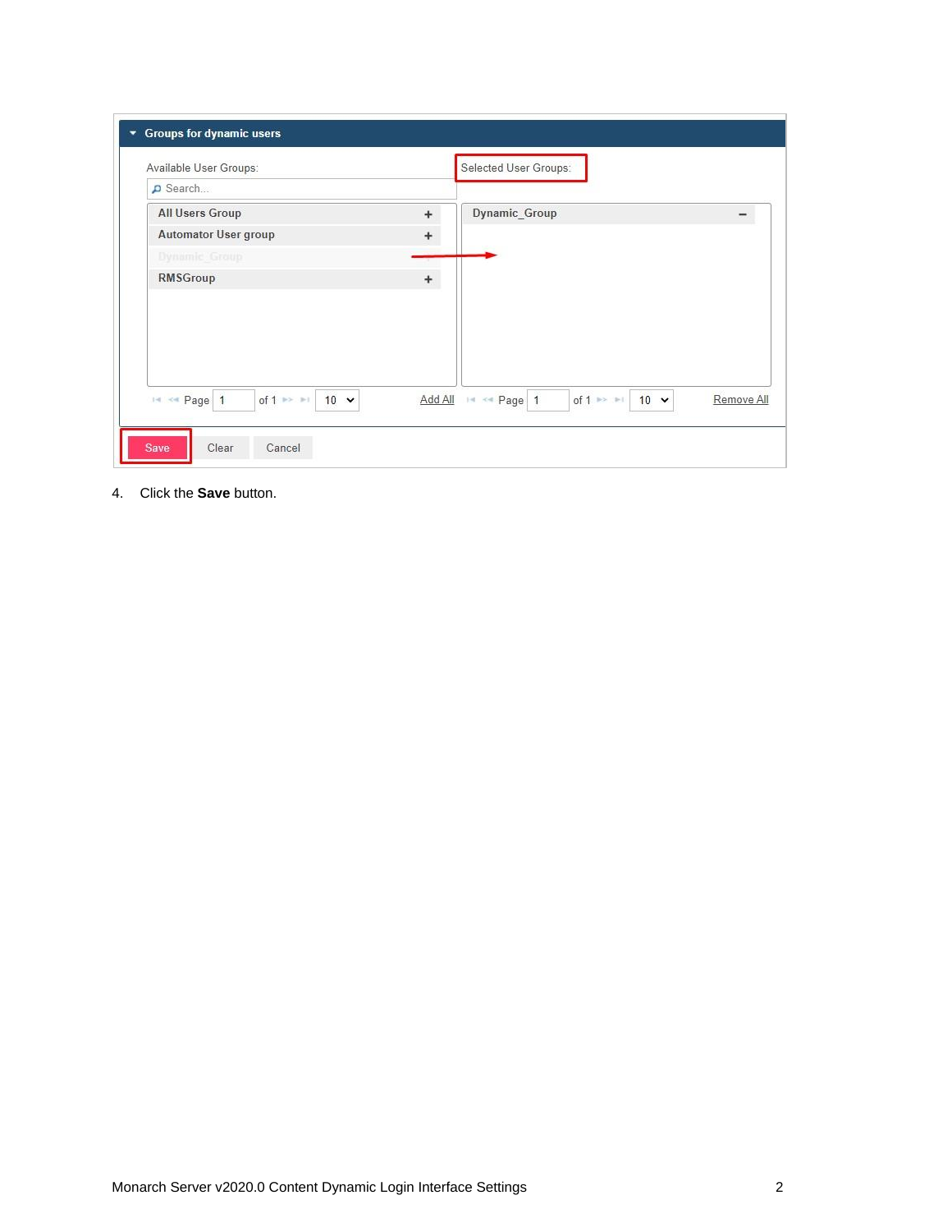4. Click the **Save** button.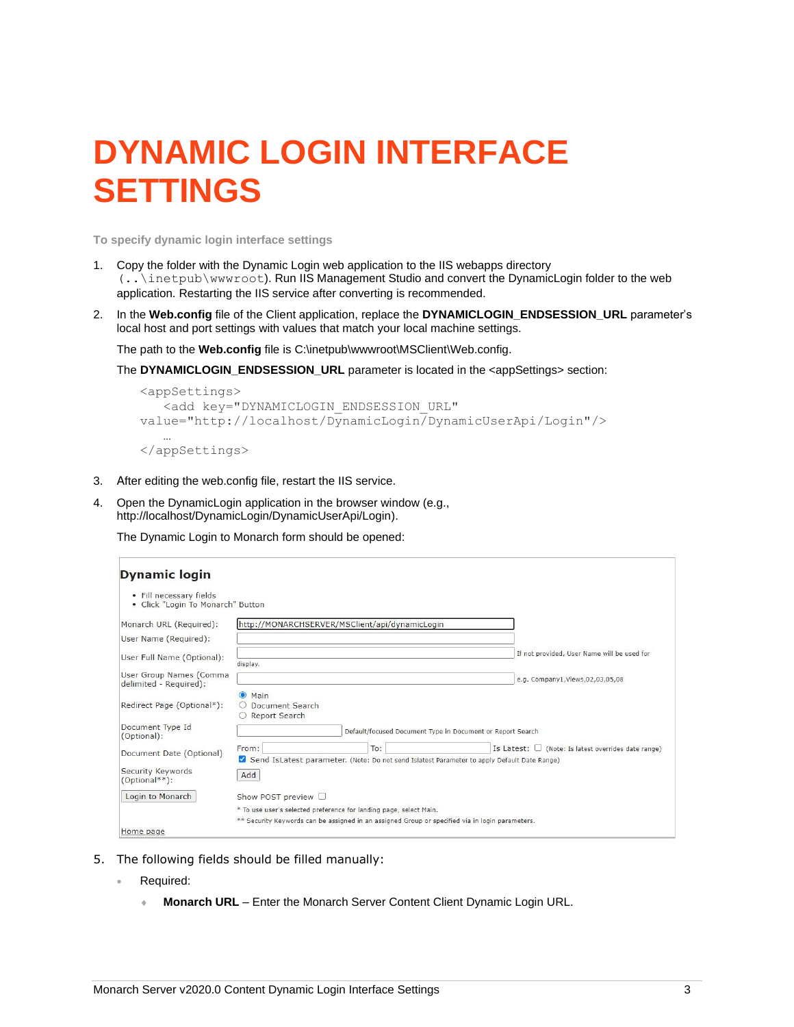# DYNAMIC LOGIN INTERFACE SETTINGS

**To specify dynamic login interface settings**

1. Copy the folder with the Dynamic Login web application to the IIS webapps directory (`..\inetpub\wwwroot`). Run IIS Management Studio and convert the DynamicLogin folder to the web application. Restarting the IIS service after converting is recommended.

2. In the **Web.config** file of the Client application, replace the **DYNAMICLOGIN_ENDSESSION_URL** parameter's local host and port settings with values that match your local machine settings.

   The path to the **Web.config** file is C:\inetpub\wwwroot\MSClient\Web.config.

   The **DYNAMICLOGIN_ENDSESSION_URL** parameter is located in the <appSettings> section:

   ```
   <appSettings>
       <add key="DYNAMICLOGIN_ENDSESSION_URL"
   value="http://localhost/DynamicLogin/DynamicUserApi/Login"/>
       …
   </appSettings>
   ```

3. After editing the web.config file, restart the IIS service.

4. Open the DynamicLogin application in the browser window (e.g., http://localhost/DynamicLogin/DynamicUserApi/Login).

   The Dynamic Login to Monarch form should be opened:

5. The following fields should be filled manually:
   - Required:
     - **Monarch URL** – Enter the Monarch Server Content Client Dynamic Login URL.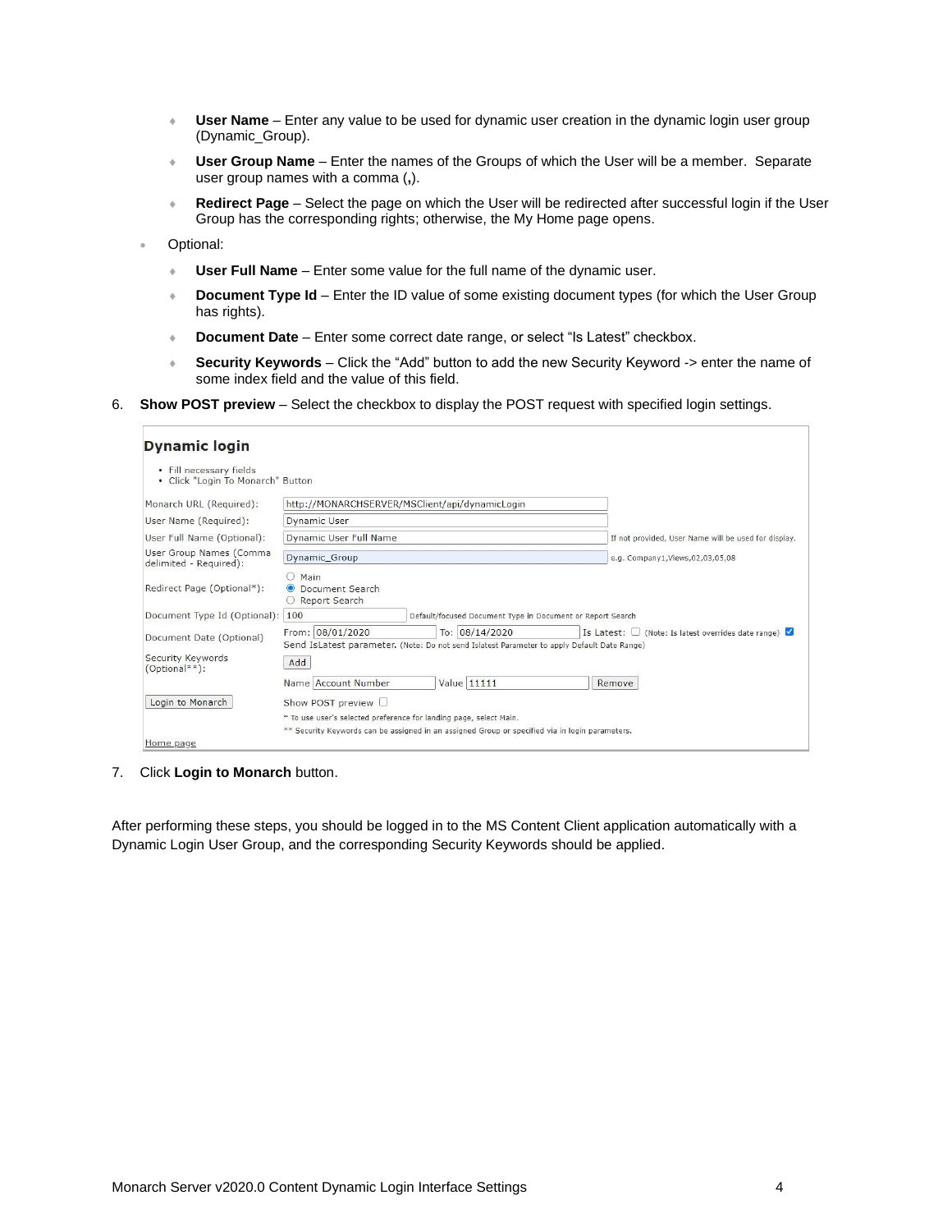- **User Name** – Enter any value to be used for dynamic user creation in the dynamic login user group (Dynamic_Group).
- **User Group Name** – Enter the names of the Groups of which the User will be a member. Separate user group names with a comma (**,**).
- **Redirect Page** – Select the page on which the User will be redirected after successful login if the User Group has the corresponding rights; otherwise, the My Home page opens.

- Optional:
  - **User Full Name** – Enter some value for the full name of the dynamic user.
  - **Document Type Id** – Enter the ID value of some existing document types (for which the User Group has rights).
  - **Document Date** – Enter some correct date range, or select “Is Latest” checkbox.
  - **Security Keywords** – Click the “Add” button to add the new Security Keyword -> enter the name of some index field and the value of this field.

6. **Show POST preview** – Select the checkbox to display the POST request with specified login settings.

**Dynamic login**

- Fill necessary fields
- Click "Login To Monarch" Button

| | | |
|---|---|---|
| Monarch URL (Required): | http://MONARCHSERVER/MSClient/api/dynamicLogin | |
| User Name (Required): | Dynamic User | |
| User Full Name (Optional): | Dynamic User Full Name | If not provided, User Name will be used for display. |
| User Group Names (Comma delimited - Required): | Dynamic_Group | e.g. Company1,Views,02,03,05,08 |
| Redirect Page (Optional*): | ○ Main ◉ Document Search ○ Report Search | |
| Document Type Id (Optional): | 100 | Default/focused Document Type in Document or Report Search |
| Document Date (Optional) | From: 08/01/2020 To: 08/14/2020 Is Latest: ☐ (Note: Is latest overrides date range) ☑ Send IsLatest parameter. (Note: Do not send Islatest Parameter to apply Default Date Range) | |
| Security Keywords (Optional**): | Add | |
| | Name Account Number Value 11111 Remove | |
| Login to Monarch | Show POST preview ☐ | |
| | * To use user's selected preference for landing page, select Main. | |
| | ** Security Keywords can be assigned in an assigned Group or specified via in login parameters. | |
| Home page | | |

7. Click **Login to Monarch** button.

After performing these steps, you should be logged in to the MS Content Client application automatically with a Dynamic Login User Group, and the corresponding Security Keywords should be applied.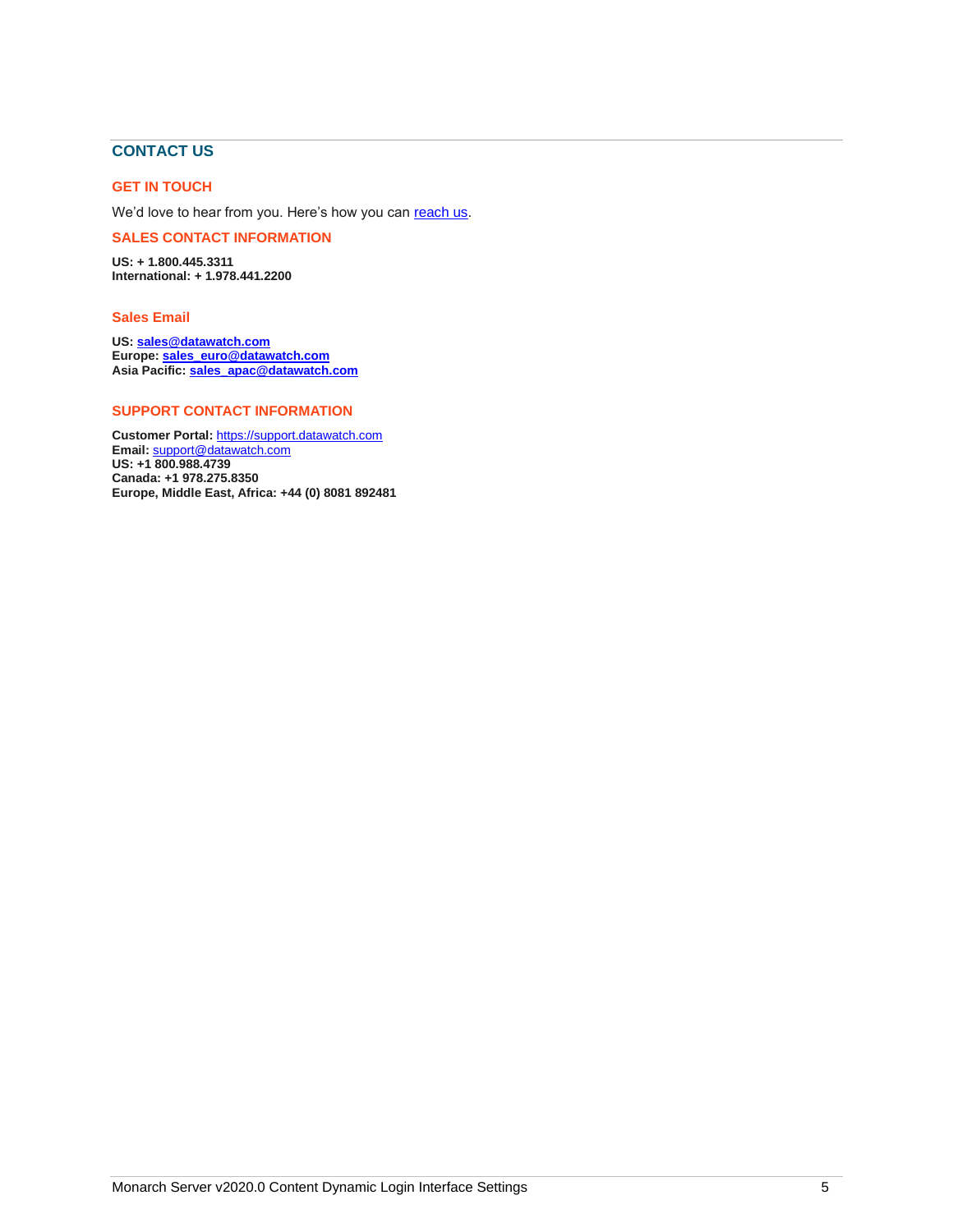## CONTACT US

### GET IN TOUCH

We'd love to hear from you. Here's how you can reach us.

### SALES CONTACT INFORMATION

**US: + 1.800.445.3311**
**International: + 1.978.441.2200**

### Sales Email

**US: sales@datawatch.com**
**Europe: sales_euro@datawatch.com**
**Asia Pacific: sales_apac@datawatch.com**

### SUPPORT CONTACT INFORMATION

**Customer Portal:** https://support.datawatch.com
**Email:** support@datawatch.com
**US: +1 800.988.4739**
**Canada: +1 978.275.8350**
**Europe, Middle East, Africa: +44 (0) 8081 892481**